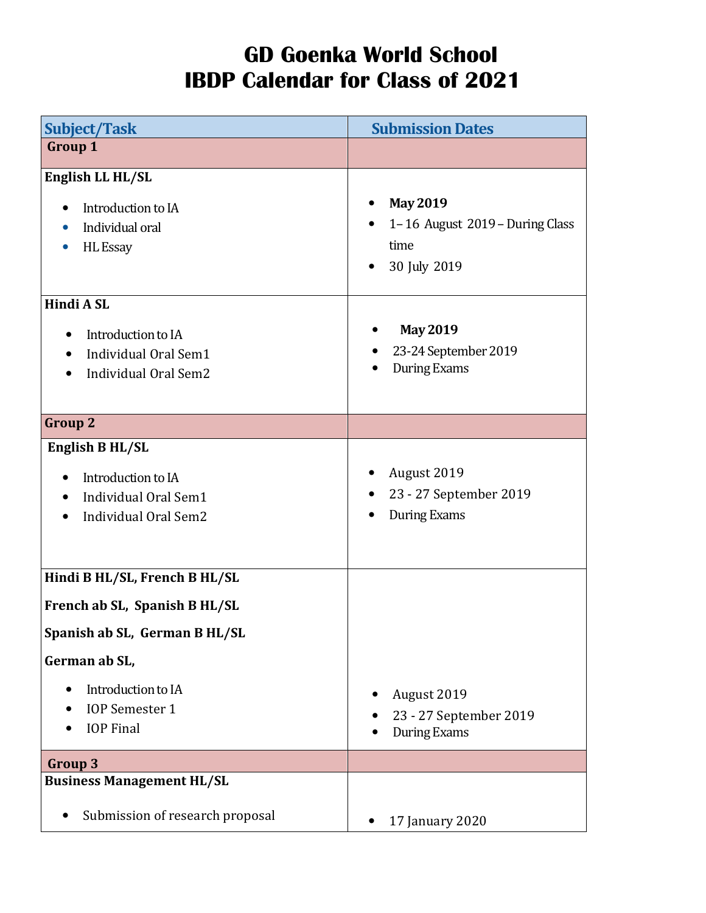# GD Goenka World School
# IBDP Calendar for Class of 2021

| Subject/Task | Submission Dates |
| --- | --- |
| **Group 1** | |
| **English LL HL/SL**<br>• Introduction to IA<br>• Individual oral<br>• HL Essay | • **May 2019**<br>• 1– 16 August 2019 – During Class time<br>• 30 July 2019 |
| **Hindi A SL**<br>• Introduction to IA<br>• Individual Oral Sem1<br>• Individual Oral Sem2 | • **May 2019**<br>• 23-24 September 2019<br>• During Exams |
| **Group 2** | |
| **English B HL/SL**<br>• Introduction to IA<br>• Individual Oral Sem1<br>• Individual Oral Sem2 | • August 2019<br>• 23 - 27 September 2019<br>• During Exams |
| **Hindi B HL/SL, French B HL/SL**<br>**French ab SL, Spanish B HL/SL**<br>**Spanish ab SL, German B HL/SL**<br>**German ab SL,**<br>• Introduction to IA<br>• IOP Semester 1<br>• IOP Final | • August 2019<br>• 23 - 27 September 2019<br>• During Exams |
| **Group 3** | |
| **Business Management HL/SL**<br>• Submission of research proposal | • 17 January 2020 |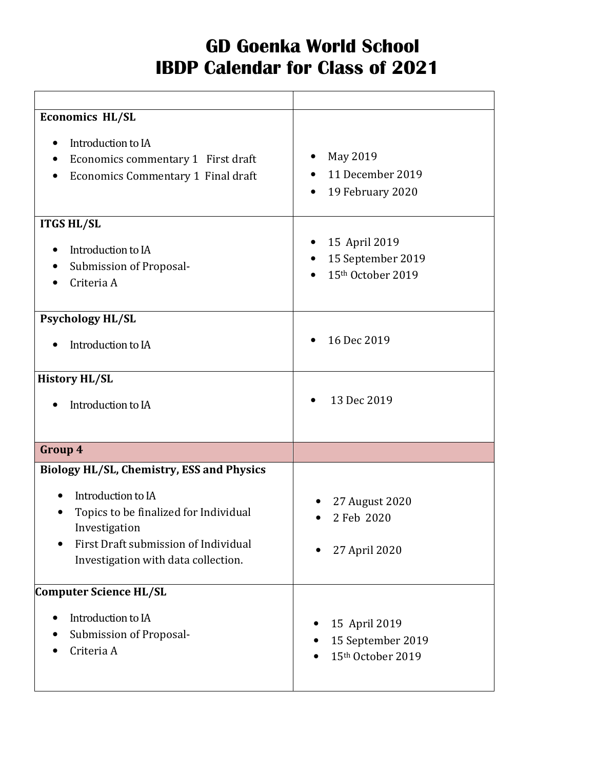# GD Goenka World School
# IBDP Calendar for Class of 2021

| | |
|---|---|
| **Economics HL/SL**<br>• Introduction to IA<br>• Economics commentary 1 First draft<br>• Economics Commentary 1 Final draft | • May 2019<br>• 11 December 2019<br>• 19 February 2020 |
| **ITGS HL/SL**<br>• Introduction to IA<br>• Submission of Proposal-<br>• Criteria A | • 15 April 2019<br>• 15 September 2019<br>• 15th October 2019 |
| **Psychology HL/SL**<br>• Introduction to IA | • 16 Dec 2019 |
| **History HL/SL**<br>• Introduction to IA | • 13 Dec 2019 |
| **Group 4** | |
| **Biology HL/SL, Chemistry, ESS and Physics**<br>• Introduction to IA<br>• Topics to be finalized for Individual Investigation<br>• First Draft submission of Individual Investigation with data collection. | • 27 August 2020<br>• 2 Feb 2020<br>• 27 April 2020 |
| **Computer Science HL/SL**<br>• Introduction to IA<br>• Submission of Proposal-<br>• Criteria A | • 15 April 2019<br>• 15 September 2019<br>• 15th October 2019 |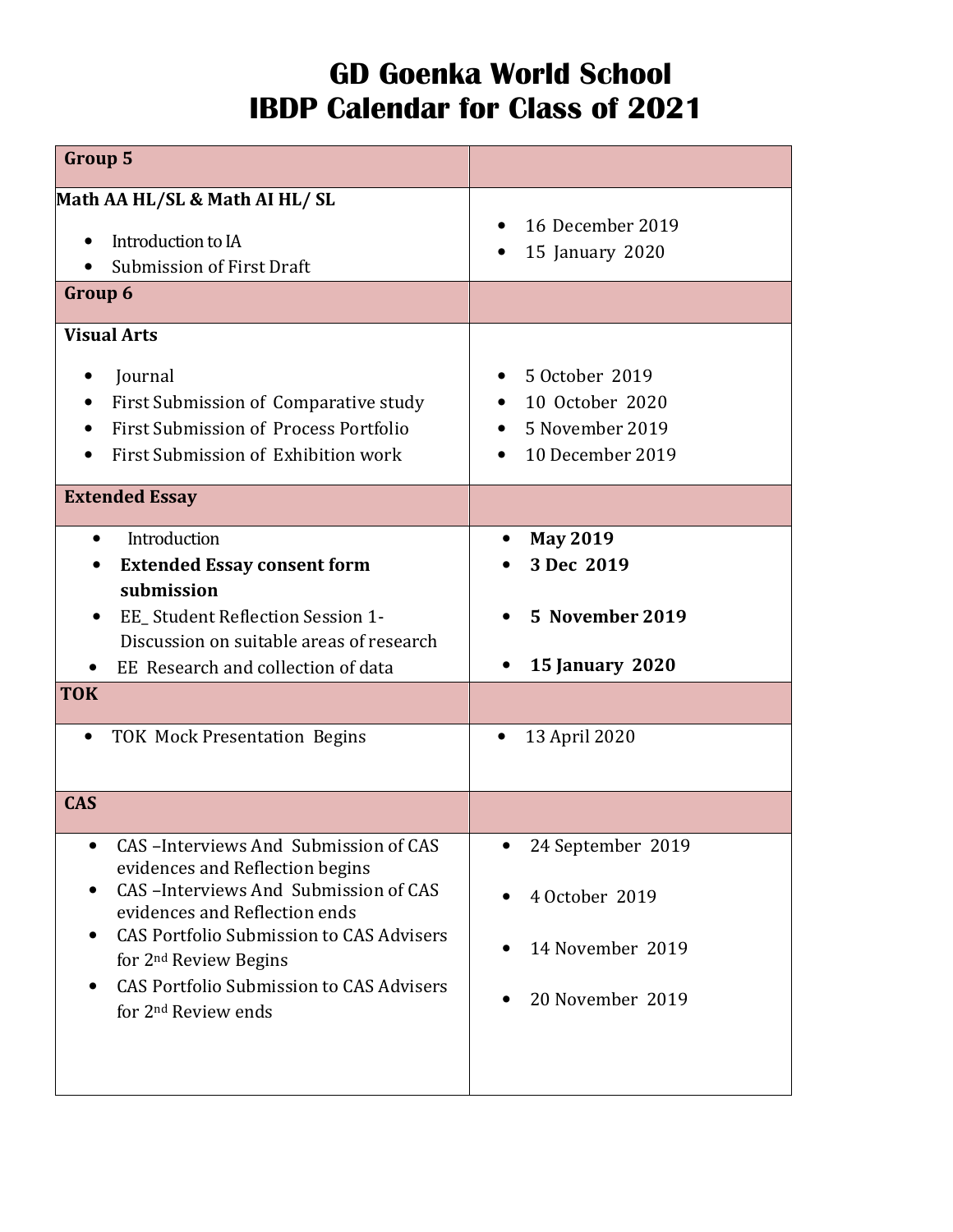# GD Goenka World School
# IBDP Calendar for Class of 2021

| | |
|---|---|
| **Group 5** | |
| **Math AA HL/SL & Math AI HL/ SL**<br>• Introduction to IA<br>• Submission of First Draft | • 16 December 2019<br>• 15 January 2020 |
| **Group 6** | |
| **Visual Arts**<br>• Journal<br>• First Submission of Comparative study<br>• First Submission of Process Portfolio<br>• First Submission of Exhibition work | • 5 October 2019<br>• 10 October 2020<br>• 5 November 2019<br>• 10 December 2019 |
| **Extended Essay** | |
| • Introduction<br>• **Extended Essay consent form submission**<br>• EE_ Student Reflection Session 1- Discussion on suitable areas of research<br>• EE Research and collection of data | • **May 2019**<br>• **3 Dec 2019**<br>• **5 November 2019**<br>• **15 January 2020** |
| **TOK** | |
| • TOK Mock Presentation Begins | • 13 April 2020 |
| **CAS** | |
| • CAS –Interviews And Submission of CAS evidences and Reflection begins<br>• CAS –Interviews And Submission of CAS evidences and Reflection ends<br>• CAS Portfolio Submission to CAS Advisers for 2nd Review Begins<br>• CAS Portfolio Submission to CAS Advisers for 2nd Review ends | • 24 September 2019<br>• 4 October 2019<br>• 14 November 2019<br>• 20 November 2019 |